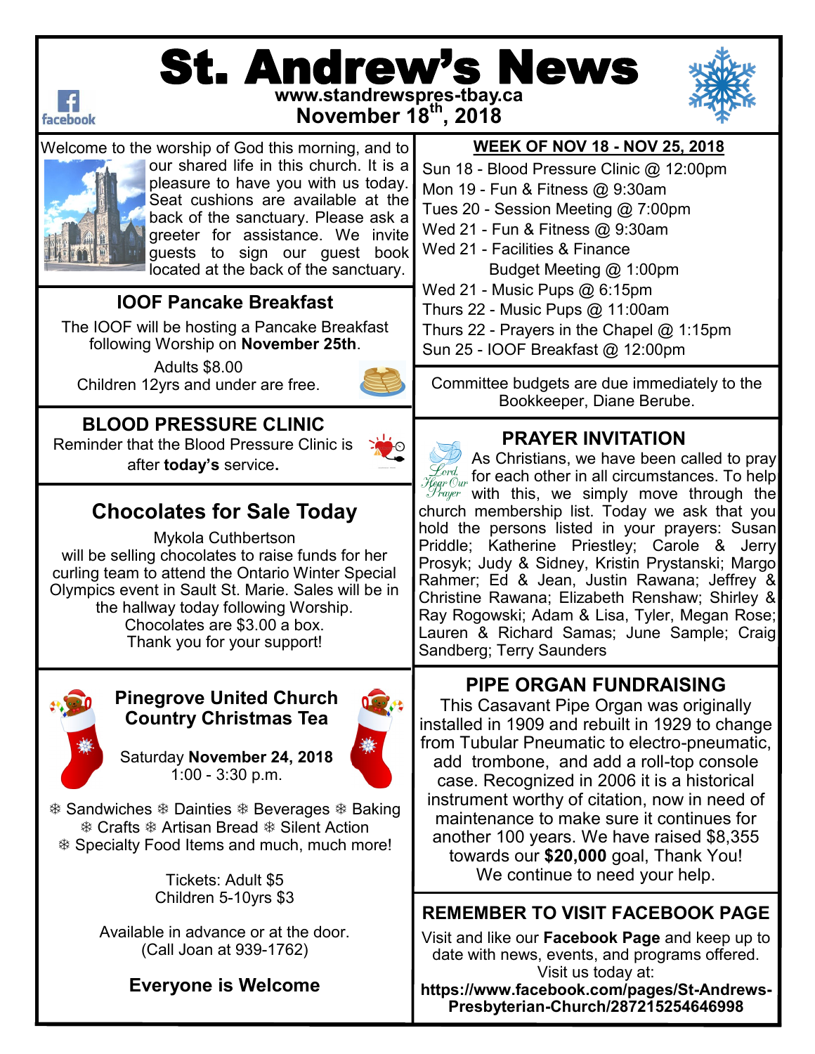# St. Andrew's News

www.standrewspres-tbay.ca

November 18th, 2018

Welcome to the worship of God this morning, and to our shared life in this church. It is a pleasure to have you with us today. Seat cushions are available at the back of the sanctuary. Please ask a greeter for assistance. We invite guests to sign our guest book located at the back of the sanctuary.

## IOOF Pancake Breakfast

The IOOF will be hosting a Pancake Breakfast following Worship on **November 25th**.

Adults $8.00

Children 12yrs and under are free.

## BLOOD PRESSURE CLINIC

Reminder that the Blood Pressure Clinic is after **today's** service**.**

## Chocolates for Sale Today

Mykola Cuthbertson will be selling chocolates to raise funds for her curling team to attend the Ontario Winter Special Olympics event in Sault St. Marie. Sales will be in the hallway today following Worship.

Chocolates are $3.00 a box.

Thank you for your support!

## Pinegrove United Church Country Christmas Tea

Saturday **November 24, 2018**

1:00 - 3:30 p.m.

❄ Sandwiches ❄ Dainties ❄ Beverages ❄ Baking ❄ Crafts ❄ Artisan Bread ❄ Silent Action ❄ Specialty Food Items and much, much more!

Tickets: Adult $5

Children 5-10yrs $3

Available in advance or at the door. (Call Joan at 939-1762)

**Everyone is Welcome**

## WEEK OF NOV 18 - NOV 25, 2018

Sun 18 - Blood Pressure Clinic @ 12:00pm
Mon 19 - Fun & Fitness @ 9:30am
Tues 20 - Session Meeting @ 7:00pm
Wed 21 - Fun & Fitness @ 9:30am
Wed 21 - Facilities & Finance Budget Meeting @ 1:00pm
Wed 21 - Music Pups @ 6:15pm
Thurs 22 - Music Pups @ 11:00am
Thurs 22 - Prayers in the Chapel @ 1:15pm
Sun 25 - IOOF Breakfast @ 12:00pm

Committee budgets are due immediately to the Bookkeeper, Diane Berube.

## PRAYER INVITATION

As Christians, we have been called to pray for each other in all circumstances. To help with this, we simply move through the church membership list. Today we ask that you hold the persons listed in your prayers: Susan Priddle; Katherine Priestley; Carole & Jerry Prosyk; Judy & Sidney, Kristin Prystanski; Margo Rahmer; Ed & Jean, Justin Rawana; Jeffrey & Christine Rawana; Elizabeth Renshaw; Shirley & Ray Rogowski; Adam & Lisa, Tyler, Megan Rose; Lauren & Richard Samas; June Sample; Craig Sandberg; Terry Saunders

## PIPE ORGAN FUNDRAISING

This Casavant Pipe Organ was originally installed in 1909 and rebuilt in 1929 to change from Tubular Pneumatic to electro-pneumatic, add trombone, and add a roll-top console case. Recognized in 2006 it is a historical instrument worthy of citation, now in need of maintenance to make sure it continues for another 100 years. We have raised $8,355 towards our **$20,000** goal, Thank You! We continue to need your help.

## REMEMBER TO VISIT FACEBOOK PAGE

Visit and like our **Facebook Page** and keep up to date with news, events, and programs offered. Visit us today at:

**https://www.facebook.com/pages/St-Andrews-Presbyterian-Church/287215254646998**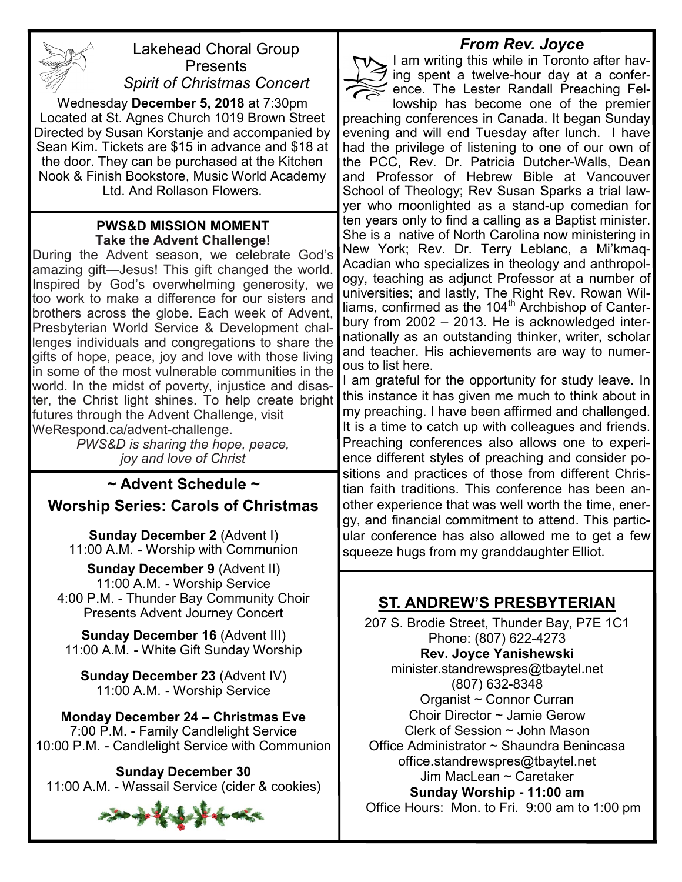## Lakehead Choral Group Presents *Spirit of Christmas Concert*

Wednesday **December 5, 2018** at 7:30pm Located at St. Agnes Church 1019 Brown Street Directed by Susan Korstanje and accompanied by Sean Kim. Tickets are $15 in advance and $18 at the door. They can be purchased at the Kitchen Nook & Finish Bookstore, Music World Academy Ltd. And Rollason Flowers.

### PWS&D MISSION MOMENT
**Take the Advent Challenge!**

During the Advent season, we celebrate God's amazing gift—Jesus! This gift changed the world. Inspired by God's overwhelming generosity, we too work to make a difference for our sisters and brothers across the globe. Each week of Advent, Presbyterian World Service & Development challenges individuals and congregations to share the gifts of hope, peace, joy and love with those living in some of the most vulnerable communities in the world. In the midst of poverty, injustice and disaster, the Christ light shines. To help create bright futures through the Advent Challenge, visit WeRespond.ca/advent-challenge.

*PWS&D is sharing the hope, peace, joy and love of Christ*

## ~ Advent Schedule ~
## Worship Series: Carols of Christmas

**Sunday December 2** (Advent I)
11:00 A.M. - Worship with Communion

**Sunday December 9** (Advent II)
11:00 A.M. - Worship Service
4:00 P.M. - Thunder Bay Community Choir Presents Advent Journey Concert

**Sunday December 16** (Advent III)
11:00 A.M. - White Gift Sunday Worship

**Sunday December 23** (Advent IV)
11:00 A.M. - Worship Service

**Monday December 24 – Christmas Eve**
7:00 P.M. - Family Candlelight Service
10:00 P.M. - Candlelight Service with Communion

**Sunday December 30**
11:00 A.M. - Wassail Service (cider & cookies)

## *From Rev. Joyce*

I am writing this while in Toronto after having spent a twelve-hour day at a conference. The Lester Randall Preaching Fellowship has become one of the premier preaching conferences in Canada. It began Sunday evening and will end Tuesday after lunch. I have had the privilege of listening to one of our own of the PCC, Rev. Dr. Patricia Dutcher-Walls, Dean and Professor of Hebrew Bible at Vancouver School of Theology; Rev Susan Sparks a trial lawyer who moonlighted as a stand-up comedian for ten years only to find a calling as a Baptist minister. She is a native of North Carolina now ministering in New York; Rev. Dr. Terry Leblanc, a Mi'kmaq-Acadian who specializes in theology and anthropology, teaching as adjunct Professor at a number of universities; and lastly, The Right Rev. Rowan Williams, confirmed as the 104th Archbishop of Canterbury from 2002 – 2013. He is acknowledged internationally as an outstanding thinker, writer, scholar and teacher. His achievements are way to numerous to list here.

I am grateful for the opportunity for study leave. In this instance it has given me much to think about in my preaching. I have been affirmed and challenged. It is a time to catch up with colleagues and friends. Preaching conferences also allows one to experience different styles of preaching and consider positions and practices of those from different Christian faith traditions. This conference has been another experience that was well worth the time, energy, and financial commitment to attend. This particular conference has also allowed me to get a few squeeze hugs from my granddaughter Elliot.

## ST. ANDREW'S PRESBYTERIAN

207 S. Brodie Street, Thunder Bay, P7E 1C1
Phone: (807) 622-4273
**Rev. Joyce Yanishewski**
minister.standrewspres@tbaytel.net
(807) 632-8348
Organist ~ Connor Curran
Choir Director ~ Jamie Gerow
Clerk of Session ~ John Mason
Office Administrator ~ Shaundra Benincasa
office.standrewspres@tbaytel.net
Jim MacLean ~ Caretaker
**Sunday Worship - 11:00 am**
Office Hours: Mon. to Fri. 9:00 am to 1:00 pm